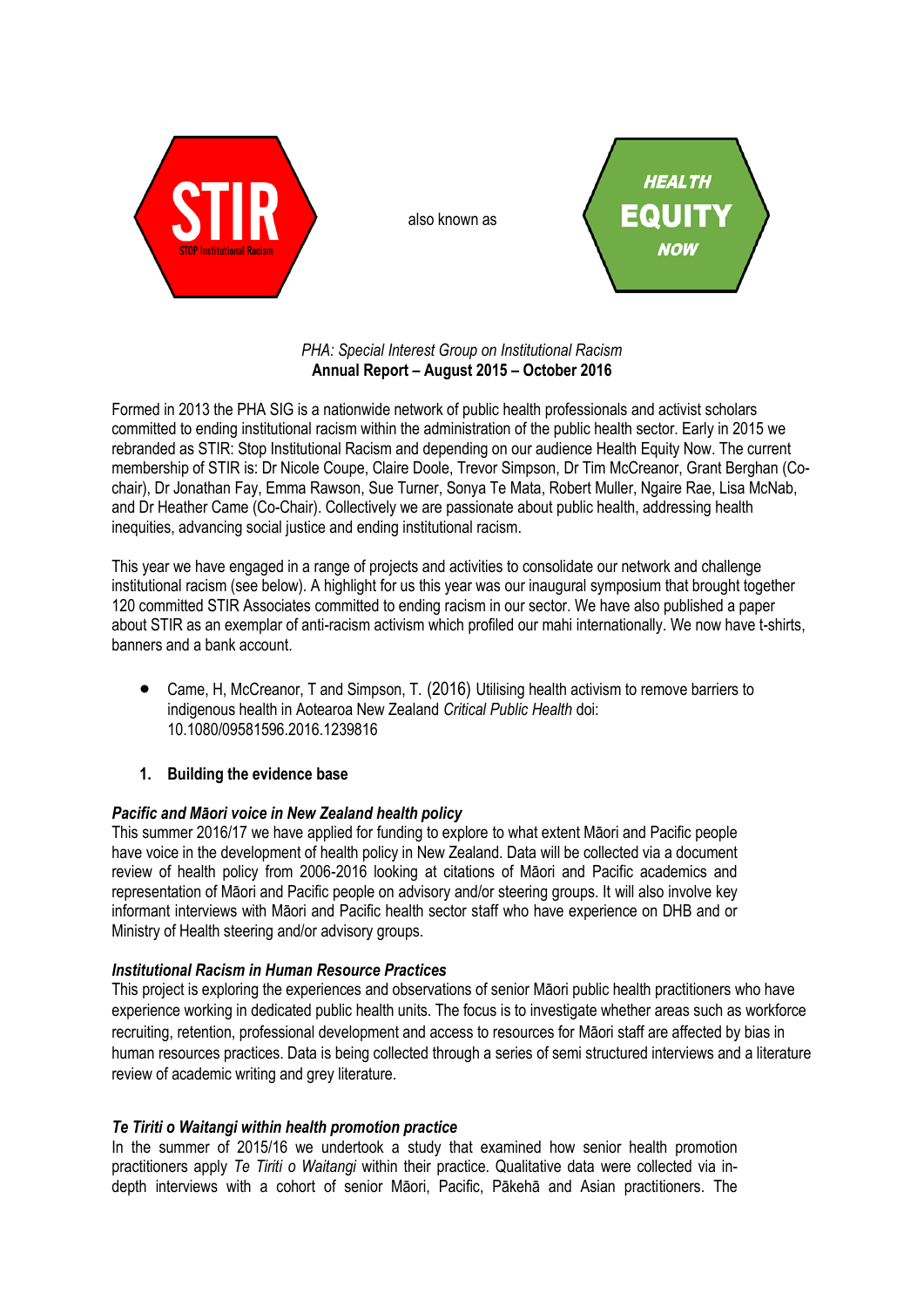STIR

STOP Institutional Racism

also known as

HEALTH EQUITY NOW

*PHA: Special Interest Group on Institutional Racism*
**Annual Report – August 2015 – October 2016**

Formed in 2013 the PHA SIG is a nationwide network of public health professionals and activist scholars committed to ending institutional racism within the administration of the public health sector. Early in 2015 we rebranded as STIR: Stop Institutional Racism and depending on our audience Health Equity Now. The current membership of STIR is: Dr Nicole Coupe, Claire Doole, Trevor Simpson, Dr Tim McCreanor, Grant Berghan (Co-chair), Dr Jonathan Fay, Emma Rawson, Sue Turner, Sonya Te Mata, Robert Muller, Ngaire Rae, Lisa McNab, and Dr Heather Came (Co-Chair). Collectively we are passionate about public health, addressing health inequities, advancing social justice and ending institutional racism.

This year we have engaged in a range of projects and activities to consolidate our network and challenge institutional racism (see below). A highlight for us this year was our inaugural symposium that brought together 120 committed STIR Associates committed to ending racism in our sector. We have also published a paper about STIR as an exemplar of anti-racism activism which profiled our mahi internationally. We now have t-shirts, banners and a bank account.

- Came, H, McCreanor, T and Simpson, T. (2016) Utilising health activism to remove barriers to indigenous health in Aotearoa New Zealand *Critical Public Health* doi: 10.1080/09581596.2016.1239816

1. **Building the evidence base**

### *Pacific and Māori voice in New Zealand health policy*

This summer 2016/17 we have applied for funding to explore to what extent Māori and Pacific people have voice in the development of health policy in New Zealand. Data will be collected via a document review of health policy from 2006-2016 looking at citations of Māori and Pacific academics and representation of Māori and Pacific people on advisory and/or steering groups. It will also involve key informant interviews with Māori and Pacific health sector staff who have experience on DHB and or Ministry of Health steering and/or advisory groups.

### *Institutional Racism in Human Resource Practices*

This project is exploring the experiences and observations of senior Māori public health practitioners who have experience working in dedicated public health units. The focus is to investigate whether areas such as workforce recruiting, retention, professional development and access to resources for Māori staff are affected by bias in human resources practices. Data is being collected through a series of semi structured interviews and a literature review of academic writing and grey literature.

### *Te Tiriti o Waitangi within health promotion practice*

In the summer of 2015/16 we undertook a study that examined how senior health promotion practitioners apply *Te Tiriti o Waitangi* within their practice. Qualitative data were collected via in-depth interviews with a cohort of senior Māori, Pacific, Pākehā and Asian practitioners. The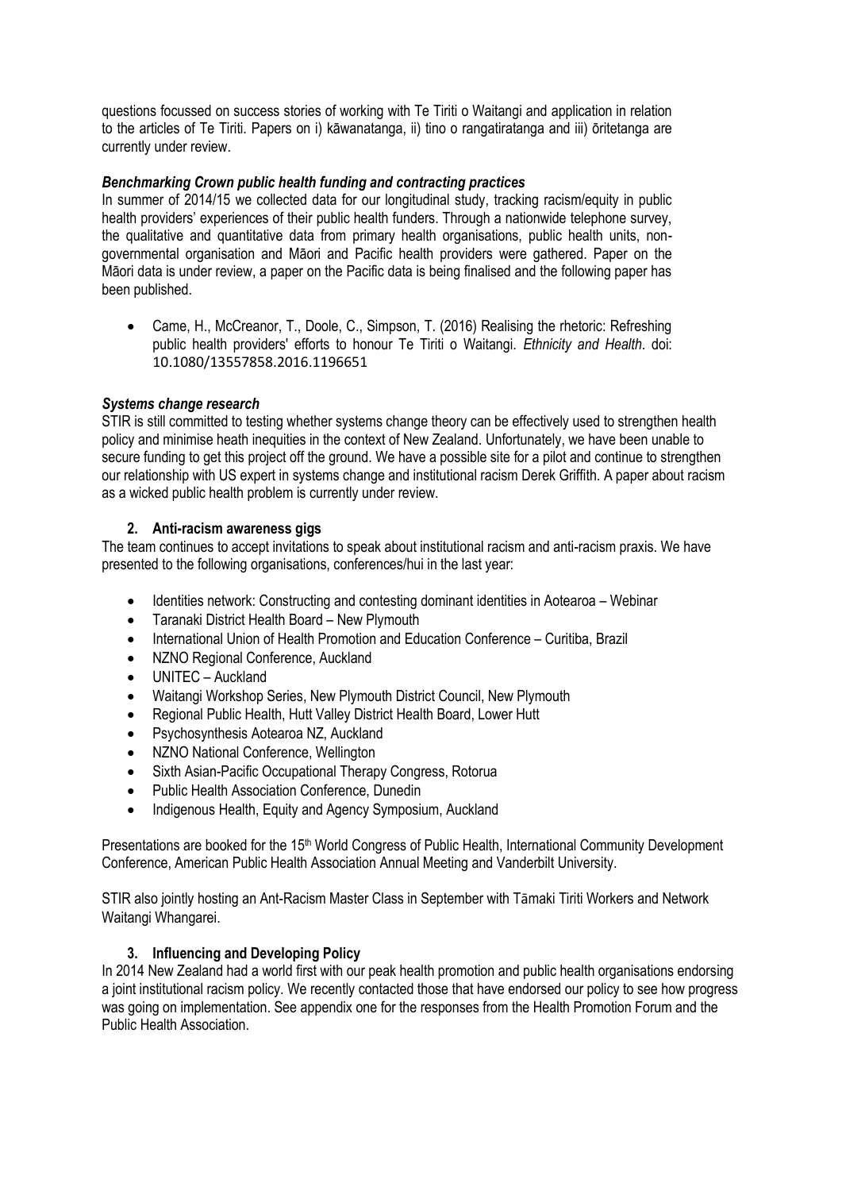questions focussed on success stories of working with Te Tiriti o Waitangi and application in relation to the articles of Te Tiriti. Papers on i) kāwanatanga, ii) tino o rangatiratanga and iii) ōritetanga are currently under review.

***Benchmarking Crown public health funding and contracting practices***

In summer of 2014/15 we collected data for our longitudinal study, tracking racism/equity in public health providers' experiences of their public health funders. Through a nationwide telephone survey, the qualitative and quantitative data from primary health organisations, public health units, non-governmental organisation and Māori and Pacific health providers were gathered. Paper on the Māori data is under review, a paper on the Pacific data is being finalised and the following paper has been published.

- Came, H., McCreanor, T., Doole, C., Simpson, T. (2016) Realising the rhetoric: Refreshing public health providers' efforts to honour Te Tiriti o Waitangi. *Ethnicity and Health*. doi: 10.1080/13557858.2016.1196651

***Systems change research***

STIR is still committed to testing whether systems change theory can be effectively used to strengthen health policy and minimise heath inequities in the context of New Zealand. Unfortunately, we have been unable to secure funding to get this project off the ground. We have a possible site for a pilot and continue to strengthen our relationship with US expert in systems change and institutional racism Derek Griffith. A paper about racism as a wicked public health problem is currently under review.

### 2. Anti-racism awareness gigs

The team continues to accept invitations to speak about institutional racism and anti-racism praxis. We have presented to the following organisations, conferences/hui in the last year:

- Identities network: Constructing and contesting dominant identities in Aotearoa – Webinar
- Taranaki District Health Board – New Plymouth
- International Union of Health Promotion and Education Conference – Curitiba, Brazil
- NZNO Regional Conference, Auckland
- UNITEC – Auckland
- Waitangi Workshop Series, New Plymouth District Council, New Plymouth
- Regional Public Health, Hutt Valley District Health Board, Lower Hutt
- Psychosynthesis Aotearoa NZ, Auckland
- NZNO National Conference, Wellington
- Sixth Asian-Pacific Occupational Therapy Congress, Rotorua
- Public Health Association Conference, Dunedin
- Indigenous Health, Equity and Agency Symposium, Auckland

Presentations are booked for the 15th World Congress of Public Health, International Community Development Conference, American Public Health Association Annual Meeting and Vanderbilt University.

STIR also jointly hosting an Ant-Racism Master Class in September with Tāmaki Tiriti Workers and Network Waitangi Whangarei.

### 3. Influencing and Developing Policy

In 2014 New Zealand had a world first with our peak health promotion and public health organisations endorsing a joint institutional racism policy. We recently contacted those that have endorsed our policy to see how progress was going on implementation. See appendix one for the responses from the Health Promotion Forum and the Public Health Association.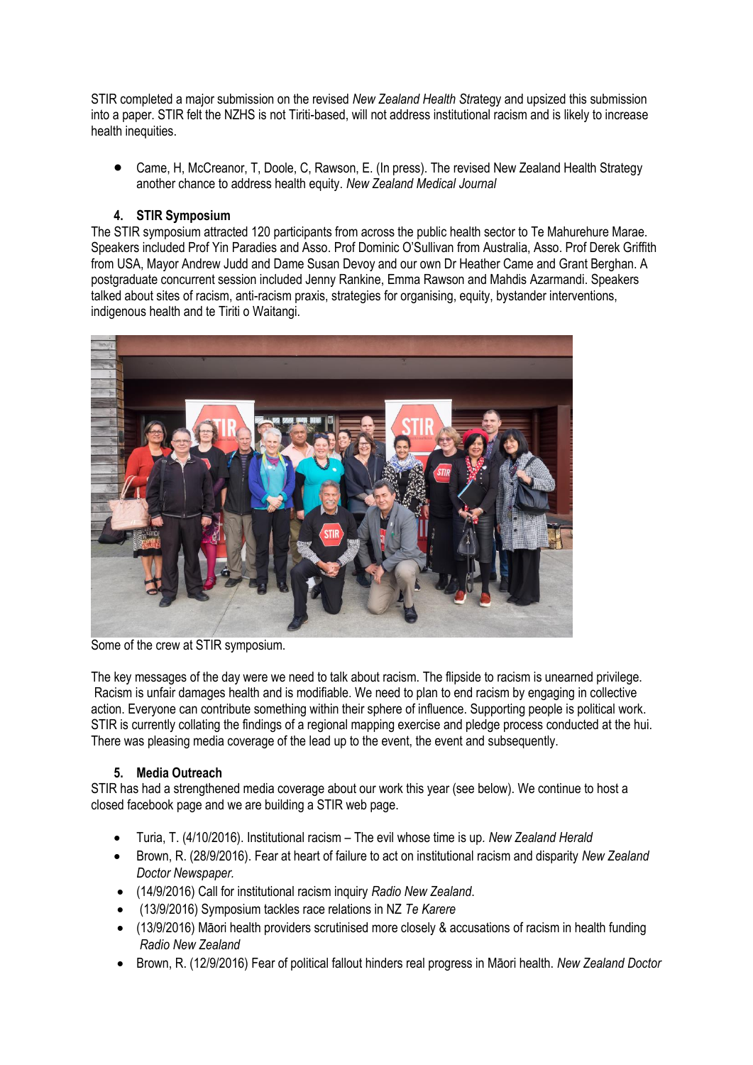STIR completed a major submission on the revised *New Zealand Health Strategy* and upsized this submission into a paper. STIR felt the NZHS is not Tiriti-based, will not address institutional racism and is likely to increase health inequities.

- Came, H, McCreanor, T, Doole, C, Rawson, E. (In press). The revised New Zealand Health Strategy another chance to address health equity. *New Zealand Medical Journal*

### 4. STIR Symposium

The STIR symposium attracted 120 participants from across the public health sector to Te Mahurehure Marae. Speakers included Prof Yin Paradies and Asso. Prof Dominic O'Sullivan from Australia, Asso. Prof Derek Griffith from USA, Mayor Andrew Judd and Dame Susan Devoy and our own Dr Heather Came and Grant Berghan. A postgraduate concurrent session included Jenny Rankine, Emma Rawson and Mahdis Azarmandi. Speakers talked about sites of racism, anti-racism praxis, strategies for organising, equity, bystander interventions, indigenous health and te Tiriti o Waitangi.

Some of the crew at STIR symposium.

The key messages of the day were we need to talk about racism. The flipside to racism is unearned privilege. Racism is unfair damages health and is modifiable. We need to plan to end racism by engaging in collective action. Everyone can contribute something within their sphere of influence. Supporting people is political work. STIR is currently collating the findings of a regional mapping exercise and pledge process conducted at the hui. There was pleasing media coverage of the lead up to the event, the event and subsequently.

### 5. Media Outreach

STIR has had a strengthened media coverage about our work this year (see below). We continue to host a closed facebook page and we are building a STIR web page.

- Turia, T. (4/10/2016). Institutional racism – The evil whose time is up. *New Zealand Herald*
- Brown, R. (28/9/2016). Fear at heart of failure to act on institutional racism and disparity *New Zealand Doctor Newspaper.*
- (14/9/2016) Call for institutional racism inquiry *Radio New Zealand*.
- (13/9/2016) Symposium tackles race relations in NZ *Te Karere*
- (13/9/2016) Māori health providers scrutinised more closely & accusations of racism in health funding *Radio New Zealand*
- Brown, R. (12/9/2016) Fear of political fallout hinders real progress in Māori health. *New Zealand Doctor*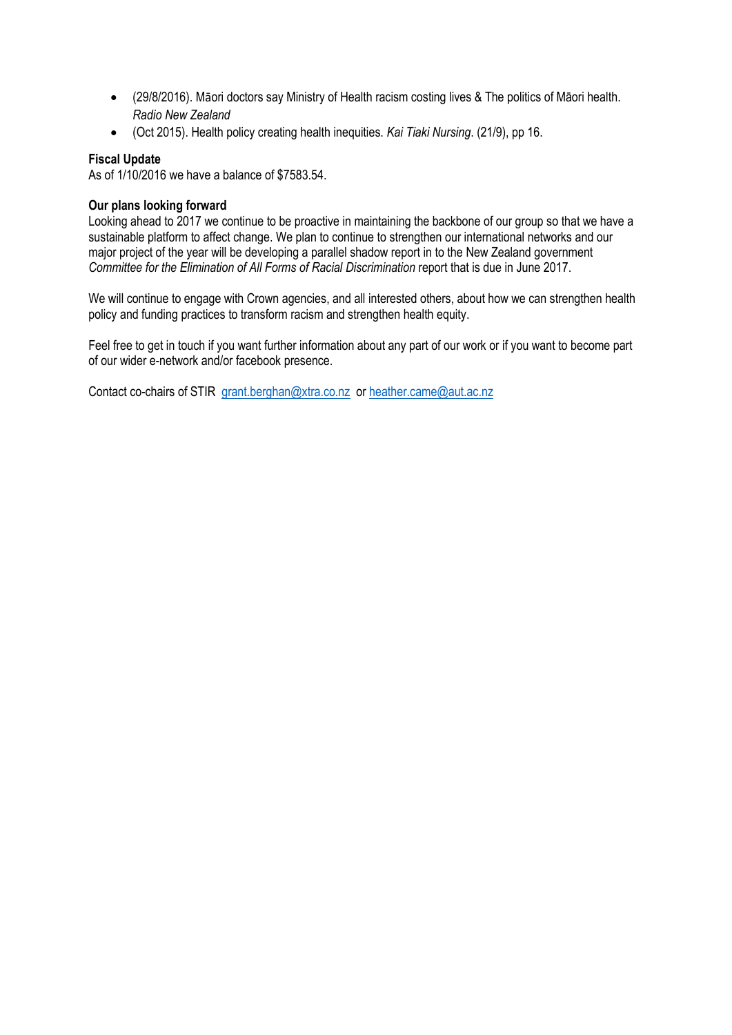- (29/8/2016). Māori doctors say Ministry of Health racism costing lives & The politics of Māori health. *Radio New Zealand*
- (Oct 2015). Health policy creating health inequities. *Kai Tiaki Nursing*. (21/9), pp 16.

**Fiscal Update**
As of 1/10/2016 we have a balance of $7583.54.

**Our plans looking forward**
Looking ahead to 2017 we continue to be proactive in maintaining the backbone of our group so that we have a sustainable platform to affect change. We plan to continue to strengthen our international networks and our major project of the year will be developing a parallel shadow report in to the New Zealand government *Committee for the Elimination of All Forms of Racial Discrimination* report that is due in June 2017.

We will continue to engage with Crown agencies, and all interested others, about how we can strengthen health policy and funding practices to transform racism and strengthen health equity.

Feel free to get in touch if you want further information about any part of our work or if you want to become part of our wider e-network and/or facebook presence.

Contact co-chairs of STIR grant.berghan@xtra.co.nz or heather.came@aut.ac.nz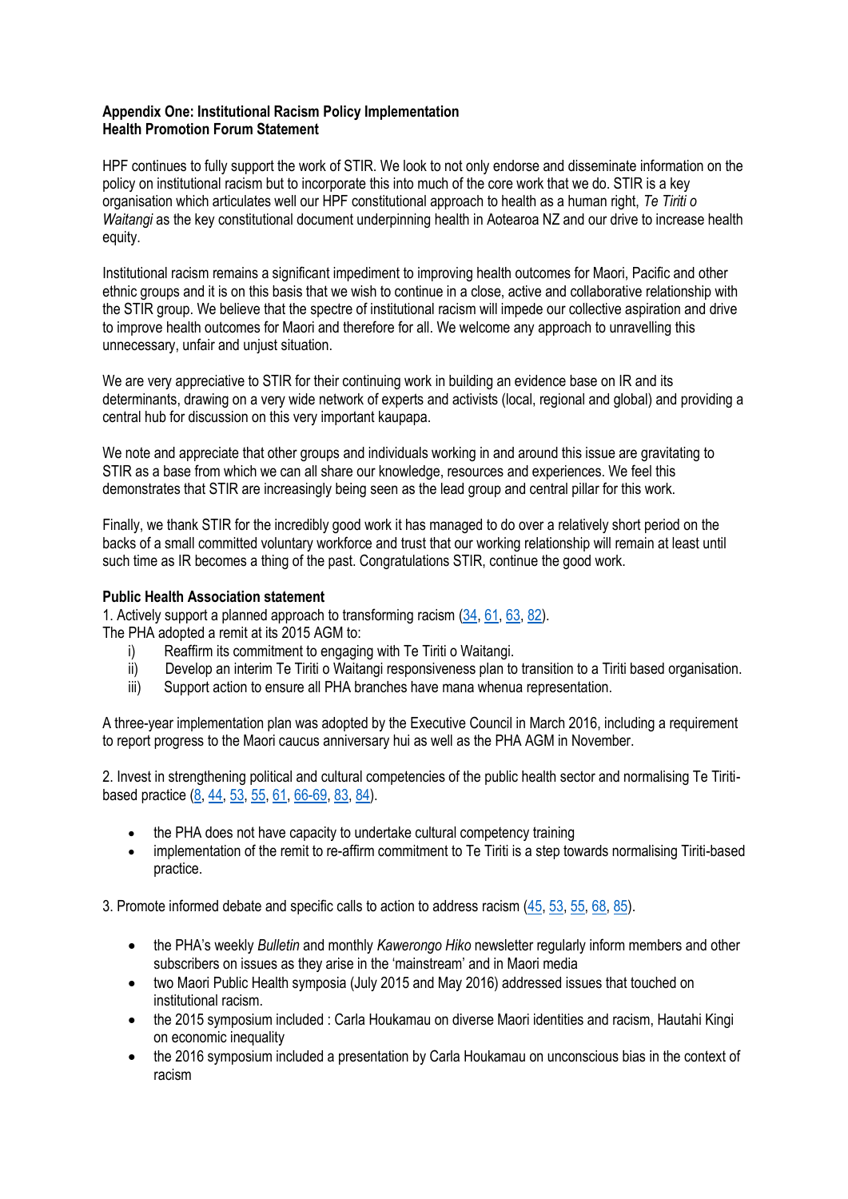**Appendix One: Institutional Racism Policy Implementation**
**Health Promotion Forum Statement**

HPF continues to fully support the work of STIR. We look to not only endorse and disseminate information on the policy on institutional racism but to incorporate this into much of the core work that we do. STIR is a key organisation which articulates well our HPF constitutional approach to health as a human right, *Te Tiriti o Waitangi* as the key constitutional document underpinning health in Aotearoa NZ and our drive to increase health equity.

Institutional racism remains a significant impediment to improving health outcomes for Maori, Pacific and other ethnic groups and it is on this basis that we wish to continue in a close, active and collaborative relationship with the STIR group. We believe that the spectre of institutional racism will impede our collective aspiration and drive to improve health outcomes for Maori and therefore for all. We welcome any approach to unravelling this unnecessary, unfair and unjust situation.

We are very appreciative to STIR for their continuing work in building an evidence base on IR and its determinants, drawing on a very wide network of experts and activists (local, regional and global) and providing a central hub for discussion on this very important kaupapa.

We note and appreciate that other groups and individuals working in and around this issue are gravitating to STIR as a base from which we can all share our knowledge, resources and experiences. We feel this demonstrates that STIR are increasingly being seen as the lead group and central pillar for this work.

Finally, we thank STIR for the incredibly good work it has managed to do over a relatively short period on the backs of a small committed voluntary workforce and trust that our working relationship will remain at least until such time as IR becomes a thing of the past. Congratulations STIR, continue the good work.

**Public Health Association statement**

1. Actively support a planned approach to transforming racism (34, 61, 63, 82).

The PHA adopted a remit at its 2015 AGM to:

i) Reaffirm its commitment to engaging with Te Tiriti o Waitangi.
ii) Develop an interim Te Tiriti o Waitangi responsiveness plan to transition to a Tiriti based organisation.
iii) Support action to ensure all PHA branches have mana whenua representation.

A three-year implementation plan was adopted by the Executive Council in March 2016, including a requirement to report progress to the Maori caucus anniversary hui as well as the PHA AGM in November.

2. Invest in strengthening political and cultural competencies of the public health sector and normalising Te Tiriti-based practice (8, 44, 53, 55, 61, 66-69, 83, 84).

- the PHA does not have capacity to undertake cultural competency training
- implementation of the remit to re-affirm commitment to Te Tiriti is a step towards normalising Tiriti-based practice.

3. Promote informed debate and specific calls to action to address racism (45, 53, 55, 68, 85).

- the PHA's weekly *Bulletin* and monthly *Kawerongo Hiko* newsletter regularly inform members and other subscribers on issues as they arise in the 'mainstream' and in Maori media
- two Maori Public Health symposia (July 2015 and May 2016) addressed issues that touched on institutional racism.
- the 2015 symposium included : Carla Houkamau on diverse Maori identities and racism, Hautahi Kingi on economic inequality
- the 2016 symposium included a presentation by Carla Houkamau on unconscious bias in the context of racism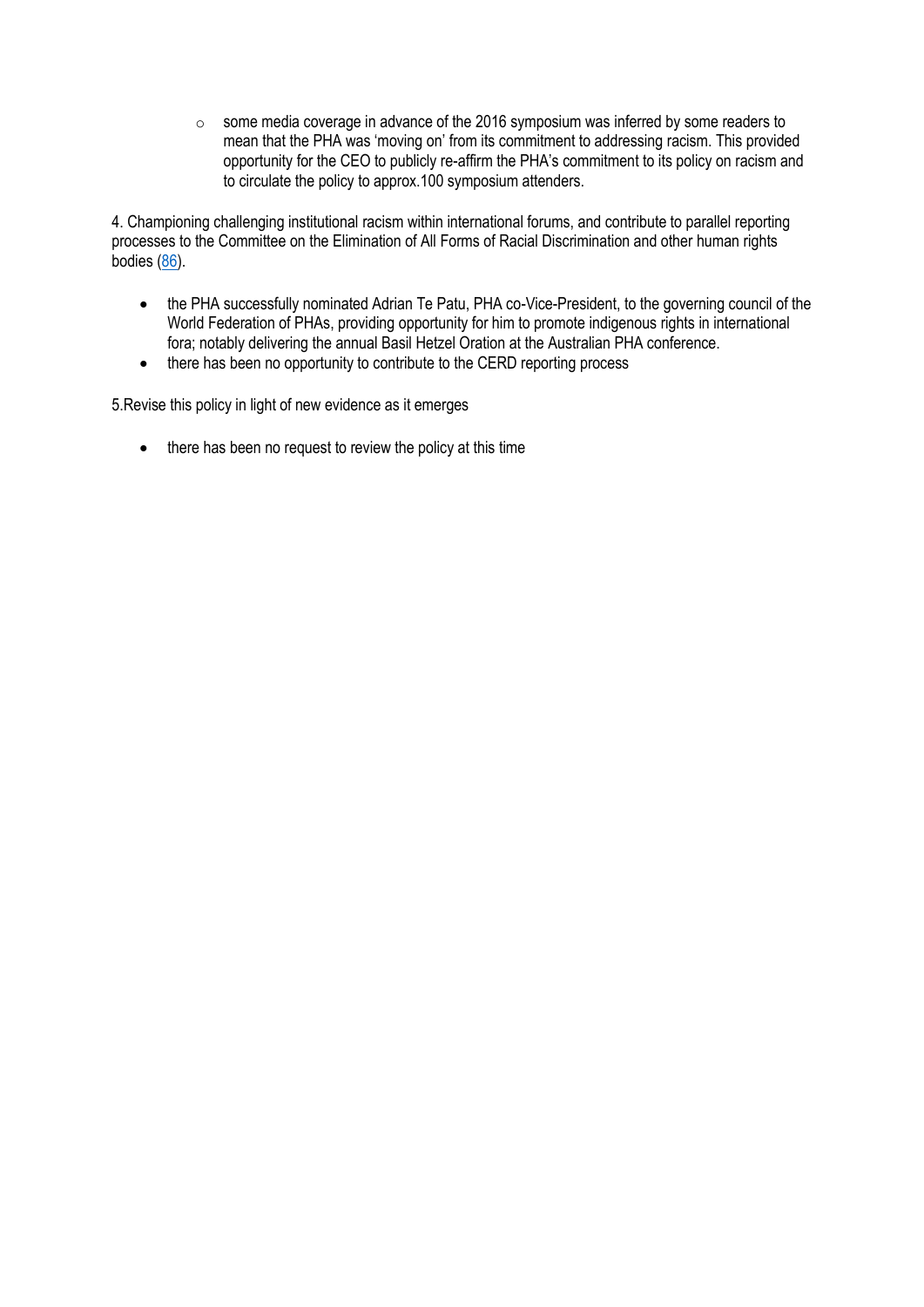- some media coverage in advance of the 2016 symposium was inferred by some readers to mean that the PHA was 'moving on' from its commitment to addressing racism. This provided opportunity for the CEO to publicly re-affirm the PHA's commitment to its policy on racism and to circulate the policy to approx.100 symposium attenders.

4. Championing challenging institutional racism within international forums, and contribute to parallel reporting processes to the Committee on the Elimination of All Forms of Racial Discrimination and other human rights bodies (86).

- the PHA successfully nominated Adrian Te Patu, PHA co-Vice-President, to the governing council of the World Federation of PHAs, providing opportunity for him to promote indigenous rights in international fora; notably delivering the annual Basil Hetzel Oration at the Australian PHA conference.
- there has been no opportunity to contribute to the CERD reporting process

5.Revise this policy in light of new evidence as it emerges

- there has been no request to review the policy at this time